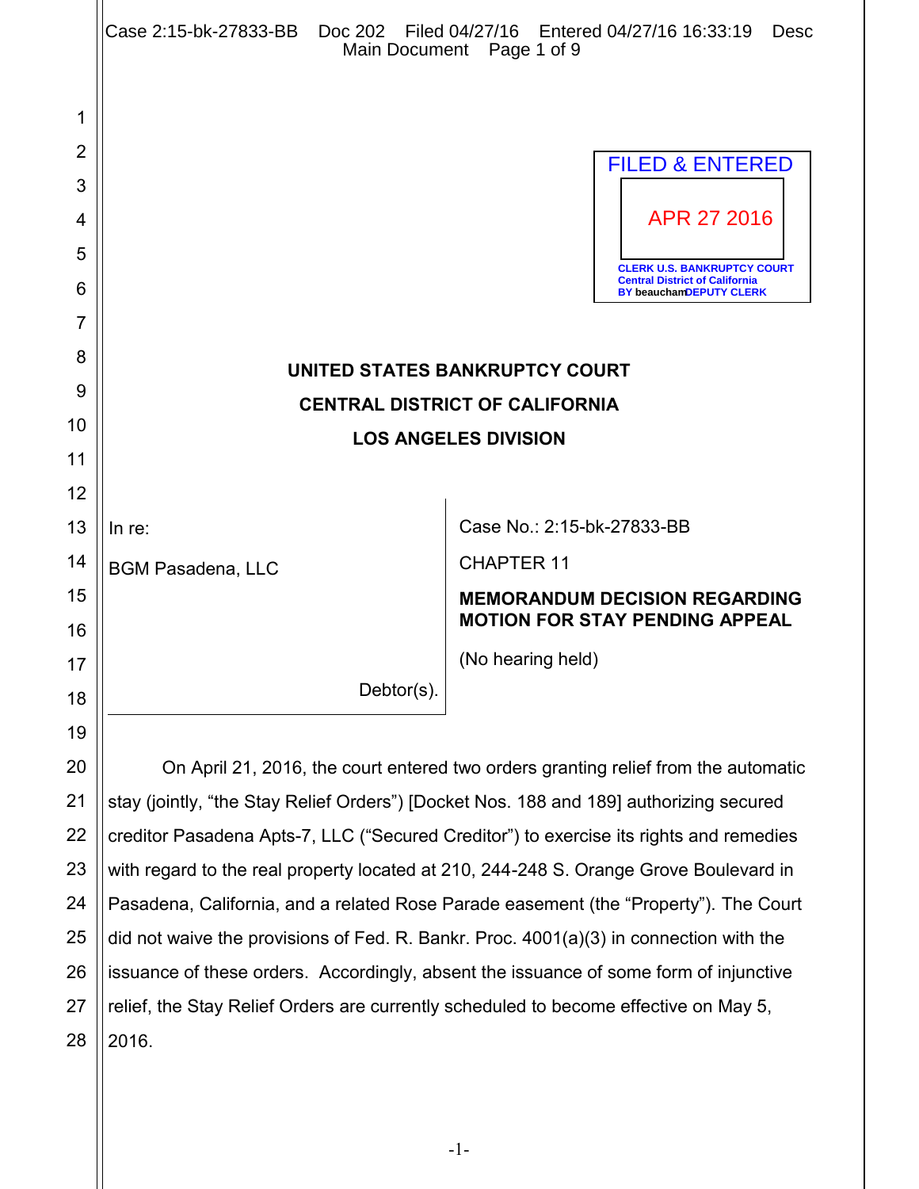FILED & ENTERED

APR 27 2016

CLERK U.S. BANKRUPTCY COURT
Central District of California
BY beaucham DEPUTY CLERK

**UNITED STATES BANKRUPTCY COURT**

**CENTRAL DISTRICT OF CALIFORNIA**

**LOS ANGELES DIVISION**

| | |
|---|---|
| In re:<br><br>BGM Pasadena, LLC<br><br>Debtor(s). | Case No.: 2:15-bk-27833-BB<br><br>CHAPTER 11<br><br>**MEMORANDUM DECISION REGARDING MOTION FOR STAY PENDING APPEAL**<br><br>(No hearing held) |

On April 21, 2016, the court entered two orders granting relief from the automatic stay (jointly, "the Stay Relief Orders") [Docket Nos. 188 and 189] authorizing secured creditor Pasadena Apts-7, LLC ("Secured Creditor") to exercise its rights and remedies with regard to the real property located at 210, 244-248 S. Orange Grove Boulevard in Pasadena, California, and a related Rose Parade easement (the "Property"). The Court did not waive the provisions of Fed. R. Bankr. Proc. 4001(a)(3) in connection with the issuance of these orders. Accordingly, absent the issuance of some form of injunctive relief, the Stay Relief Orders are currently scheduled to become effective on May 5, 2016.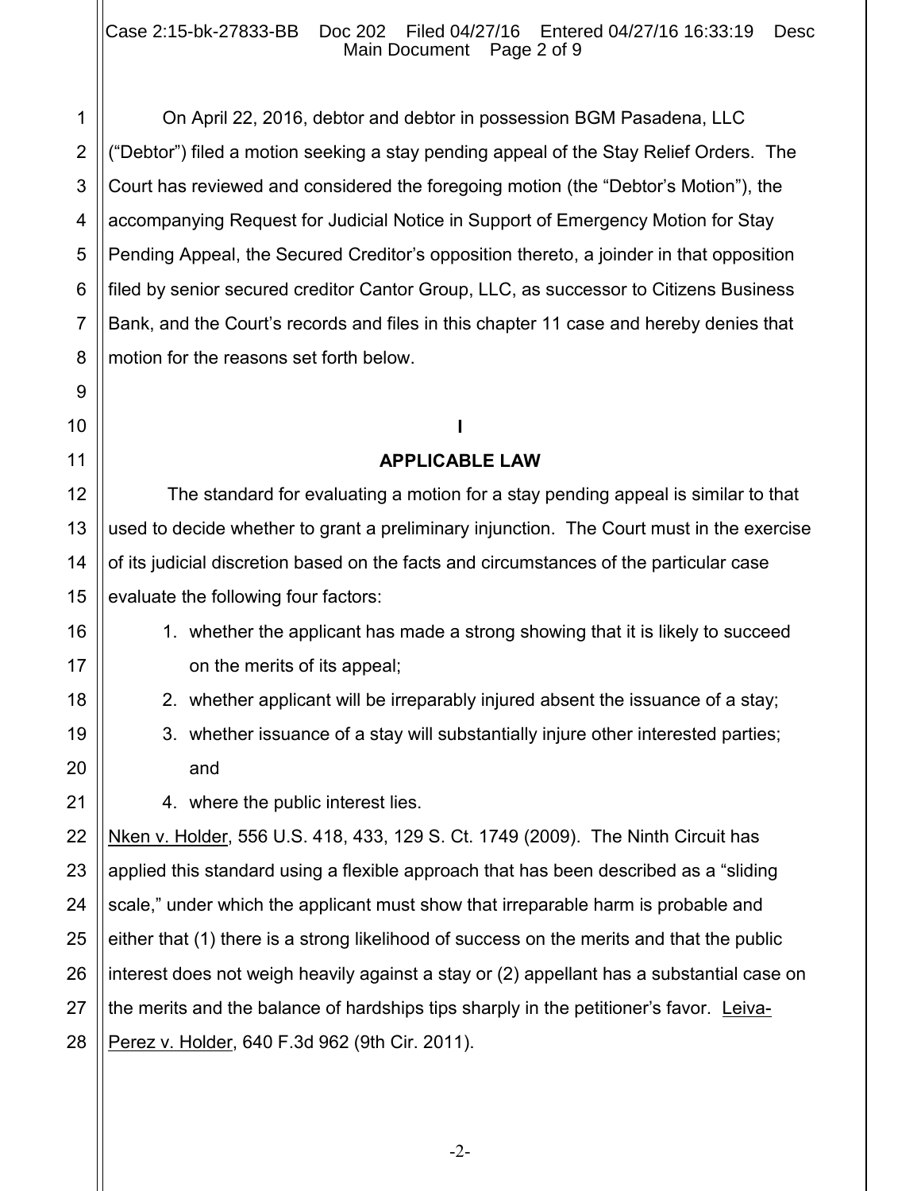On April 22, 2016, debtor and debtor in possession BGM Pasadena, LLC ("Debtor") filed a motion seeking a stay pending appeal of the Stay Relief Orders. The Court has reviewed and considered the foregoing motion (the "Debtor's Motion"), the accompanying Request for Judicial Notice in Support of Emergency Motion for Stay Pending Appeal, the Secured Creditor's opposition thereto, a joinder in that opposition filed by senior secured creditor Cantor Group, LLC, as successor to Citizens Business Bank, and the Court's records and files in this chapter 11 case and hereby denies that motion for the reasons set forth below.

## I

## APPLICABLE LAW

The standard for evaluating a motion for a stay pending appeal is similar to that used to decide whether to grant a preliminary injunction. The Court must in the exercise of its judicial discretion based on the facts and circumstances of the particular case evaluate the following four factors:

1. whether the applicant has made a strong showing that it is likely to succeed on the merits of its appeal;
2. whether applicant will be irreparably injured absent the issuance of a stay;
3. whether issuance of a stay will substantially injure other interested parties; and
4. where the public interest lies.

Nken v. Holder, 556 U.S. 418, 433, 129 S. Ct. 1749 (2009). The Ninth Circuit has applied this standard using a flexible approach that has been described as a "sliding scale," under which the applicant must show that irreparable harm is probable and either that (1) there is a strong likelihood of success on the merits and that the public interest does not weigh heavily against a stay or (2) appellant has a substantial case on the merits and the balance of hardships tips sharply in the petitioner's favor. Leiva-Perez v. Holder, 640 F.3d 962 (9th Cir. 2011).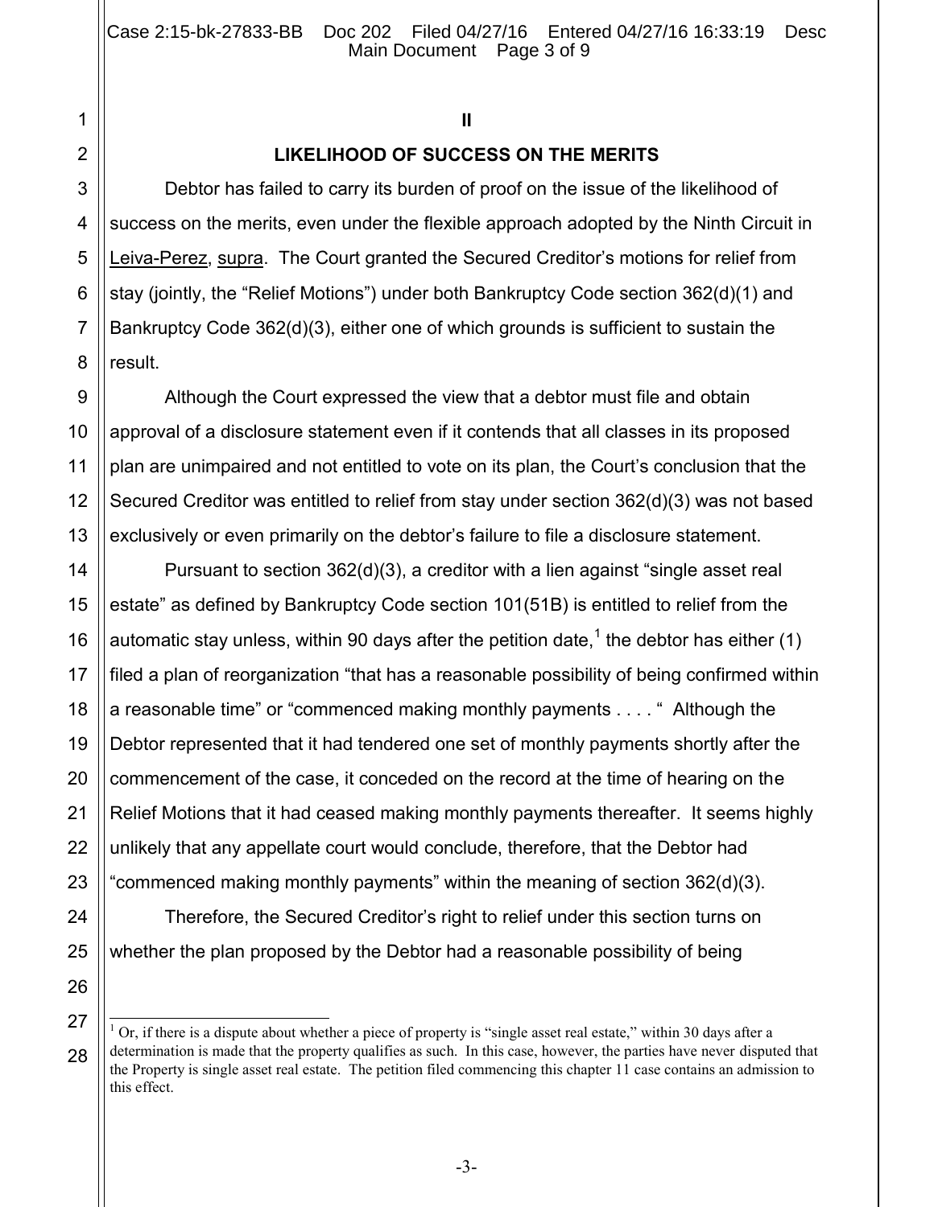## II

## LIKELIHOOD OF SUCCESS ON THE MERITS

Debtor has failed to carry its burden of proof on the issue of the likelihood of success on the merits, even under the flexible approach adopted by the Ninth Circuit in Leiva-Perez, supra. The Court granted the Secured Creditor's motions for relief from stay (jointly, the "Relief Motions") under both Bankruptcy Code section 362(d)(1) and Bankruptcy Code 362(d)(3), either one of which grounds is sufficient to sustain the result.

Although the Court expressed the view that a debtor must file and obtain approval of a disclosure statement even if it contends that all classes in its proposed plan are unimpaired and not entitled to vote on its plan, the Court's conclusion that the Secured Creditor was entitled to relief from stay under section 362(d)(3) was not based exclusively or even primarily on the debtor's failure to file a disclosure statement.

Pursuant to section 362(d)(3), a creditor with a lien against "single asset real estate" as defined by Bankruptcy Code section 101(51B) is entitled to relief from the automatic stay unless, within 90 days after the petition date,[1] the debtor has either (1) filed a plan of reorganization "that has a reasonable possibility of being confirmed within a reasonable time" or "commenced making monthly payments . . . . " Although the Debtor represented that it had tendered one set of monthly payments shortly after the commencement of the case, it conceded on the record at the time of hearing on the Relief Motions that it had ceased making monthly payments thereafter. It seems highly unlikely that any appellate court would conclude, therefore, that the Debtor had "commenced making monthly payments" within the meaning of section 362(d)(3).

Therefore, the Secured Creditor's right to relief under this section turns on whether the plan proposed by the Debtor had a reasonable possibility of being

---

[1] Or, if there is a dispute about whether a piece of property is "single asset real estate," within 30 days after a determination is made that the property qualifies as such. In this case, however, the parties have never disputed that the Property is single asset real estate. The petition filed commencing this chapter 11 case contains an admission to this effect.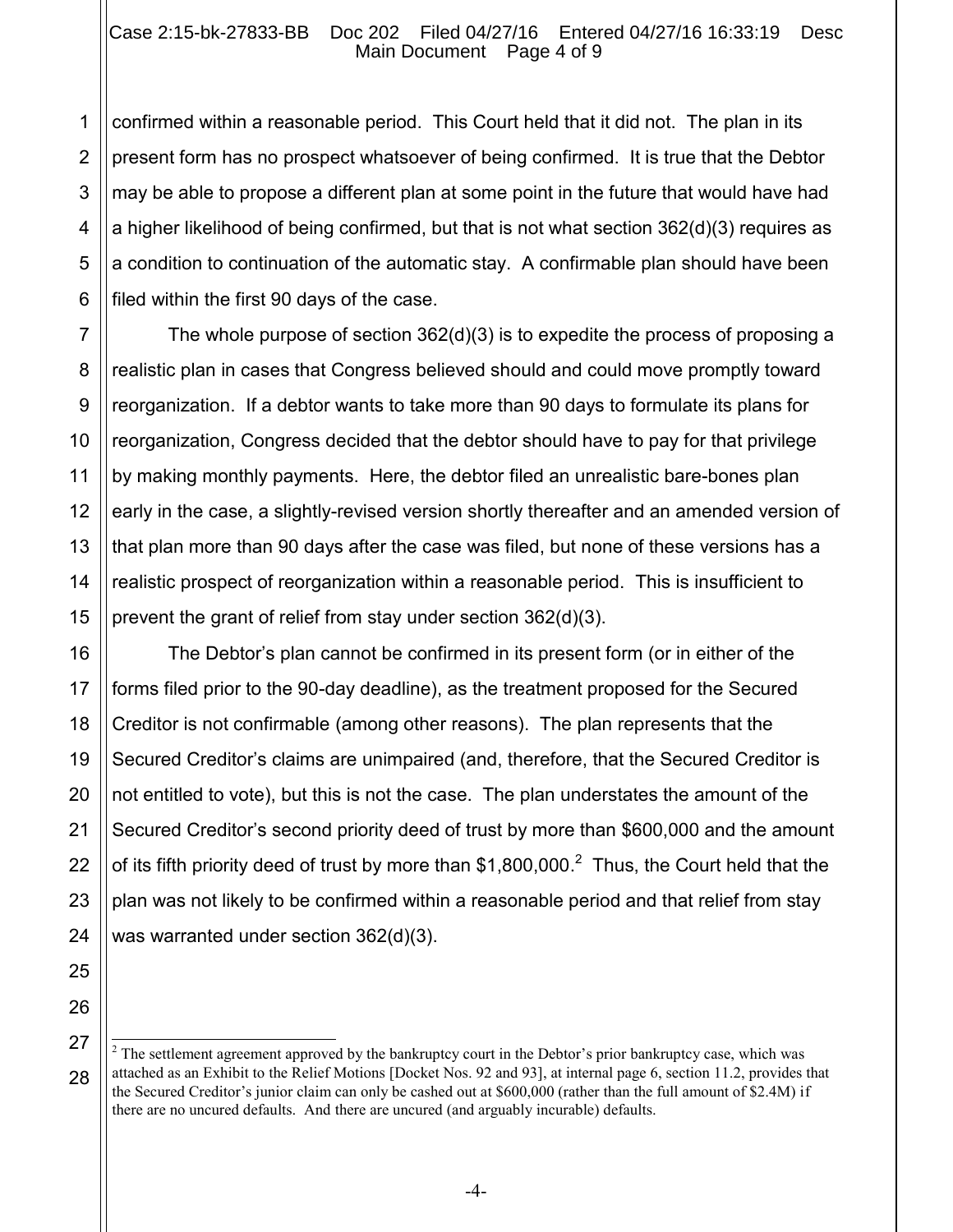confirmed within a reasonable period. This Court held that it did not. The plan in its present form has no prospect whatsoever of being confirmed. It is true that the Debtor may be able to propose a different plan at some point in the future that would have had a higher likelihood of being confirmed, but that is not what section 362(d)(3) requires as a condition to continuation of the automatic stay. A confirmable plan should have been filed within the first 90 days of the case.

The whole purpose of section 362(d)(3) is to expedite the process of proposing a realistic plan in cases that Congress believed should and could move promptly toward reorganization. If a debtor wants to take more than 90 days to formulate its plans for reorganization, Congress decided that the debtor should have to pay for that privilege by making monthly payments. Here, the debtor filed an unrealistic bare-bones plan early in the case, a slightly-revised version shortly thereafter and an amended version of that plan more than 90 days after the case was filed, but none of these versions has a realistic prospect of reorganization within a reasonable period. This is insufficient to prevent the grant of relief from stay under section 362(d)(3).

The Debtor's plan cannot be confirmed in its present form (or in either of the forms filed prior to the 90-day deadline), as the treatment proposed for the Secured Creditor is not confirmable (among other reasons). The plan represents that the Secured Creditor's claims are unimpaired (and, therefore, that the Secured Creditor is not entitled to vote), but this is not the case. The plan understates the amount of the Secured Creditor's second priority deed of trust by more than $600,000 and the amount of its fifth priority deed of trust by more than $1,800,000.[2] Thus, the Court held that the plan was not likely to be confirmed within a reasonable period and that relief from stay was warranted under section 362(d)(3).

---

[2] The settlement agreement approved by the bankruptcy court in the Debtor's prior bankruptcy case, which was attached as an Exhibit to the Relief Motions [Docket Nos. 92 and 93], at internal page 6, section 11.2, provides that the Secured Creditor's junior claim can only be cashed out at $600,000 (rather than the full amount of $2.4M) if there are no uncured defaults. And there are uncured (and arguably incurable) defaults.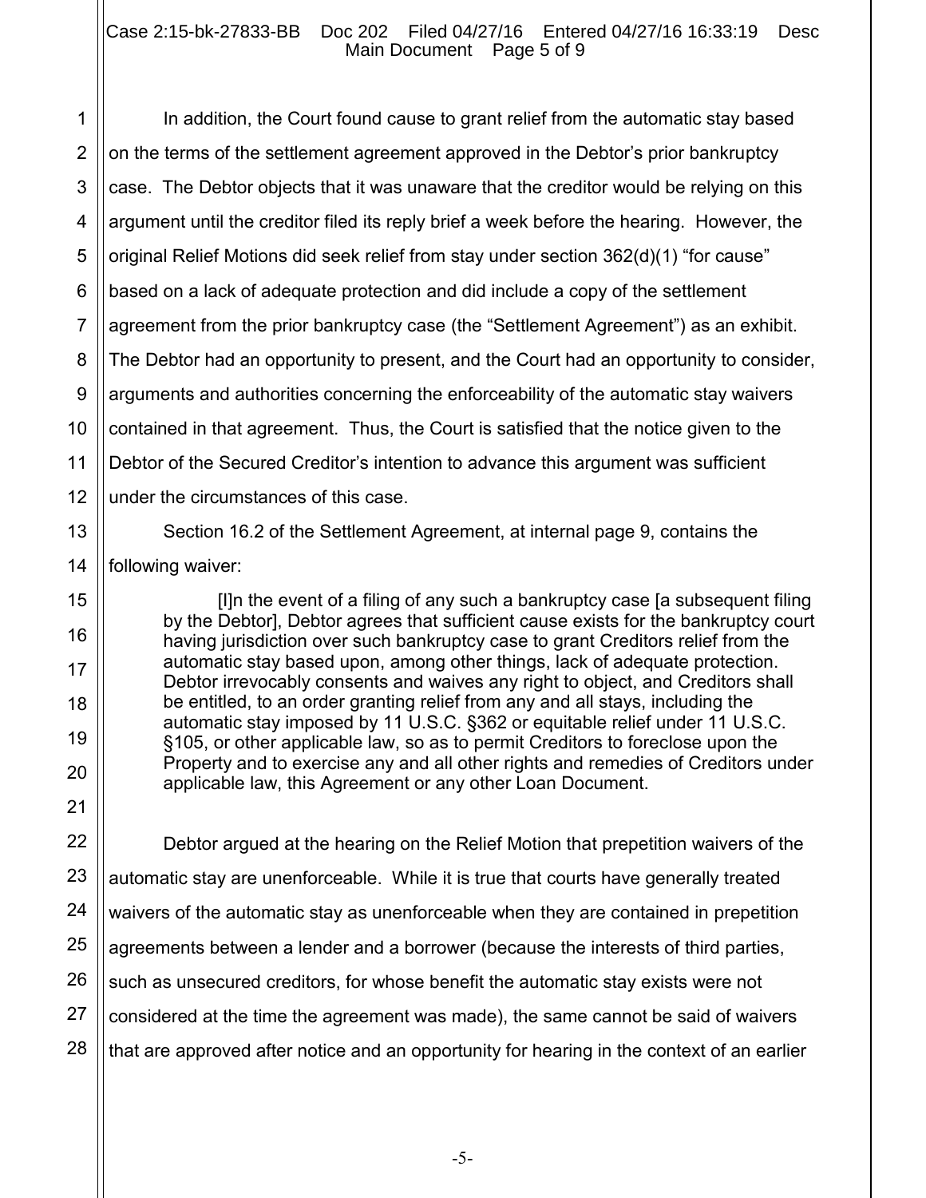In addition, the Court found cause to grant relief from the automatic stay based on the terms of the settlement agreement approved in the Debtor's prior bankruptcy case. The Debtor objects that it was unaware that the creditor would be relying on this argument until the creditor filed its reply brief a week before the hearing. However, the original Relief Motions did seek relief from stay under section 362(d)(1) "for cause" based on a lack of adequate protection and did include a copy of the settlement agreement from the prior bankruptcy case (the "Settlement Agreement") as an exhibit. The Debtor had an opportunity to present, and the Court had an opportunity to consider, arguments and authorities concerning the enforceability of the automatic stay waivers contained in that agreement. Thus, the Court is satisfied that the notice given to the Debtor of the Secured Creditor's intention to advance this argument was sufficient under the circumstances of this case.

Section 16.2 of the Settlement Agreement, at internal page 9, contains the following waiver:

> [I]n the event of a filing of any such a bankruptcy case [a subsequent filing by the Debtor], Debtor agrees that sufficient cause exists for the bankruptcy court having jurisdiction over such bankruptcy case to grant Creditors relief from the automatic stay based upon, among other things, lack of adequate protection. Debtor irrevocably consents and waives any right to object, and Creditors shall be entitled, to an order granting relief from any and all stays, including the automatic stay imposed by 11 U.S.C. §362 or equitable relief under 11 U.S.C. §105, or other applicable law, so as to permit Creditors to foreclose upon the Property and to exercise any and all other rights and remedies of Creditors under applicable law, this Agreement or any other Loan Document.

Debtor argued at the hearing on the Relief Motion that prepetition waivers of the automatic stay are unenforceable. While it is true that courts have generally treated waivers of the automatic stay as unenforceable when they are contained in prepetition agreements between a lender and a borrower (because the interests of third parties, such as unsecured creditors, for whose benefit the automatic stay exists were not considered at the time the agreement was made), the same cannot be said of waivers that are approved after notice and an opportunity for hearing in the context of an earlier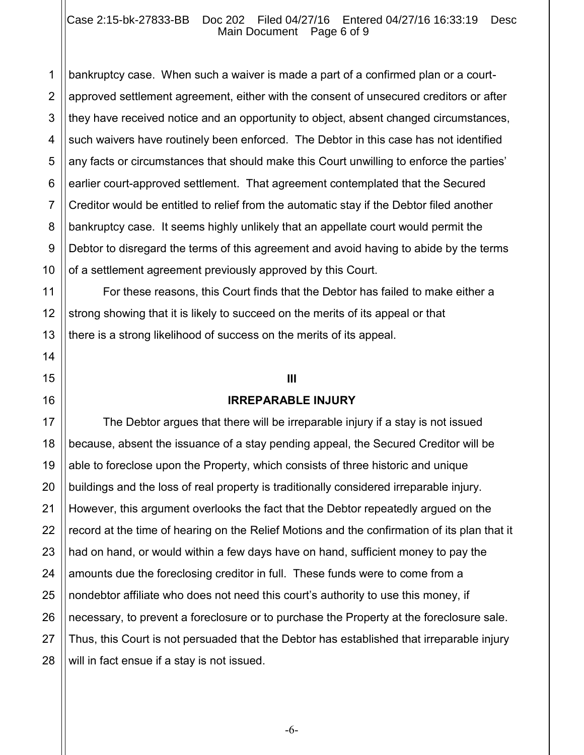bankruptcy case. When such a waiver is made a part of a confirmed plan or a court-approved settlement agreement, either with the consent of unsecured creditors or after they have received notice and an opportunity to object, absent changed circumstances, such waivers have routinely been enforced. The Debtor in this case has not identified any facts or circumstances that should make this Court unwilling to enforce the parties' earlier court-approved settlement. That agreement contemplated that the Secured Creditor would be entitled to relief from the automatic stay if the Debtor filed another bankruptcy case. It seems highly unlikely that an appellate court would permit the Debtor to disregard the terms of this agreement and avoid having to abide by the terms of a settlement agreement previously approved by this Court.

For these reasons, this Court finds that the Debtor has failed to make either a strong showing that it is likely to succeed on the merits of its appeal or that there is a strong likelihood of success on the merits of its appeal.

## III

## IRREPARABLE INJURY

The Debtor argues that there will be irreparable injury if a stay is not issued because, absent the issuance of a stay pending appeal, the Secured Creditor will be able to foreclose upon the Property, which consists of three historic and unique buildings and the loss of real property is traditionally considered irreparable injury. However, this argument overlooks the fact that the Debtor repeatedly argued on the record at the time of hearing on the Relief Motions and the confirmation of its plan that it had on hand, or would within a few days have on hand, sufficient money to pay the amounts due the foreclosing creditor in full. These funds were to come from a nondebtor affiliate who does not need this court's authority to use this money, if necessary, to prevent a foreclosure or to purchase the Property at the foreclosure sale. Thus, this Court is not persuaded that the Debtor has established that irreparable injury will in fact ensue if a stay is not issued.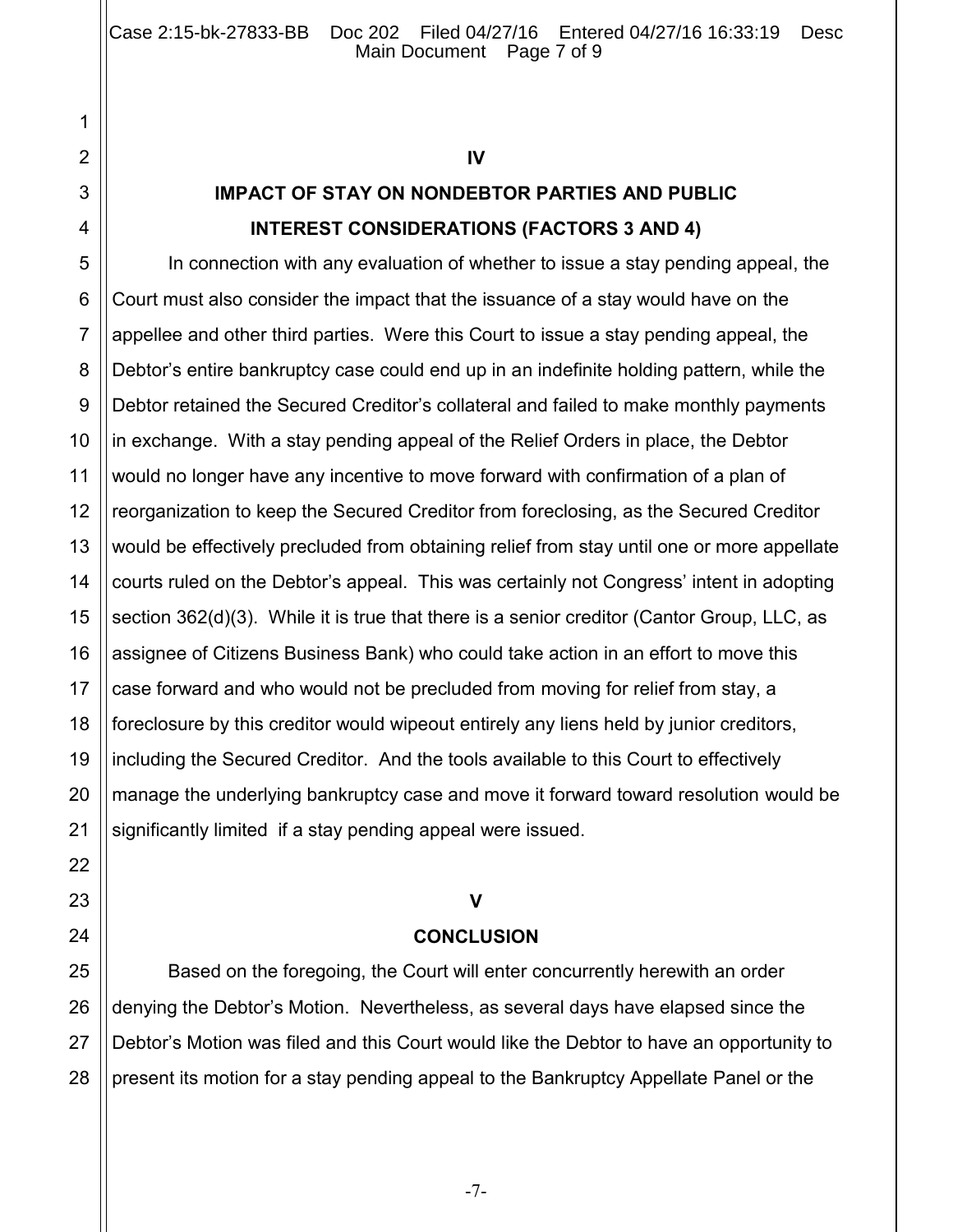## IV

## IMPACT OF STAY ON NONDEBTOR PARTIES AND PUBLIC INTEREST CONSIDERATIONS (FACTORS 3 AND 4)

In connection with any evaluation of whether to issue a stay pending appeal, the Court must also consider the impact that the issuance of a stay would have on the appellee and other third parties. Were this Court to issue a stay pending appeal, the Debtor's entire bankruptcy case could end up in an indefinite holding pattern, while the Debtor retained the Secured Creditor's collateral and failed to make monthly payments in exchange. With a stay pending appeal of the Relief Orders in place, the Debtor would no longer have any incentive to move forward with confirmation of a plan of reorganization to keep the Secured Creditor from foreclosing, as the Secured Creditor would be effectively precluded from obtaining relief from stay until one or more appellate courts ruled on the Debtor's appeal. This was certainly not Congress' intent in adopting section 362(d)(3). While it is true that there is a senior creditor (Cantor Group, LLC, as assignee of Citizens Business Bank) who could take action in an effort to move this case forward and who would not be precluded from moving for relief from stay, a foreclosure by this creditor would wipeout entirely any liens held by junior creditors, including the Secured Creditor. And the tools available to this Court to effectively manage the underlying bankruptcy case and move it forward toward resolution would be significantly limited if a stay pending appeal were issued.

## V

## CONCLUSION

Based on the foregoing, the Court will enter concurrently herewith an order denying the Debtor's Motion. Nevertheless, as several days have elapsed since the Debtor's Motion was filed and this Court would like the Debtor to have an opportunity to present its motion for a stay pending appeal to the Bankruptcy Appellate Panel or the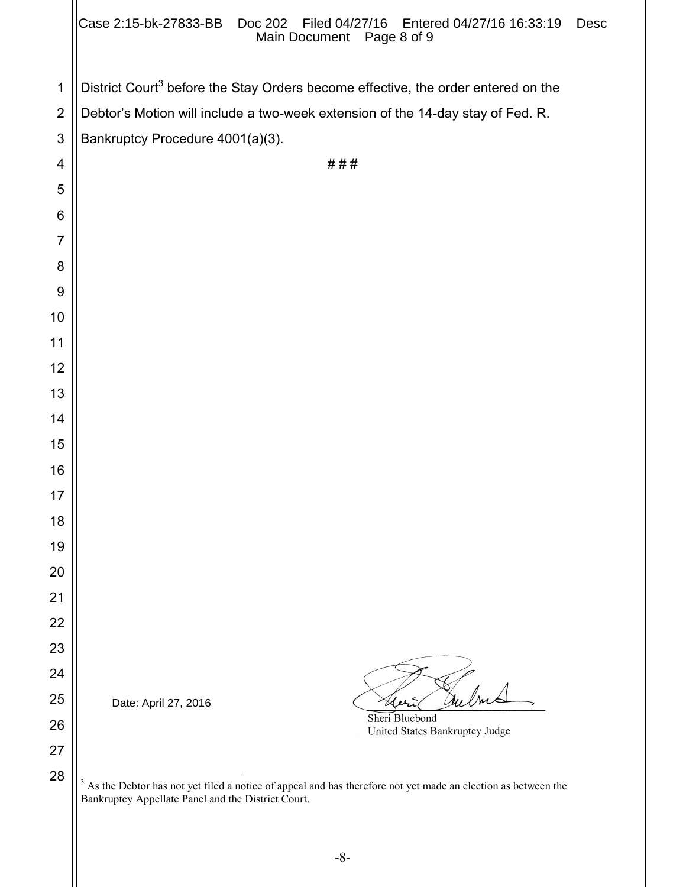District Court[3] before the Stay Orders become effective, the order entered on the Debtor's Motion will include a two-week extension of the 14-day stay of Fed. R. Bankruptcy Procedure 4001(a)(3).

# # #

Date: April 27, 2016

Sheri Bluebond
United States Bankruptcy Judge

[3] As the Debtor has not yet filed a notice of appeal and has therefore not yet made an election as between the Bankruptcy Appellate Panel and the District Court.